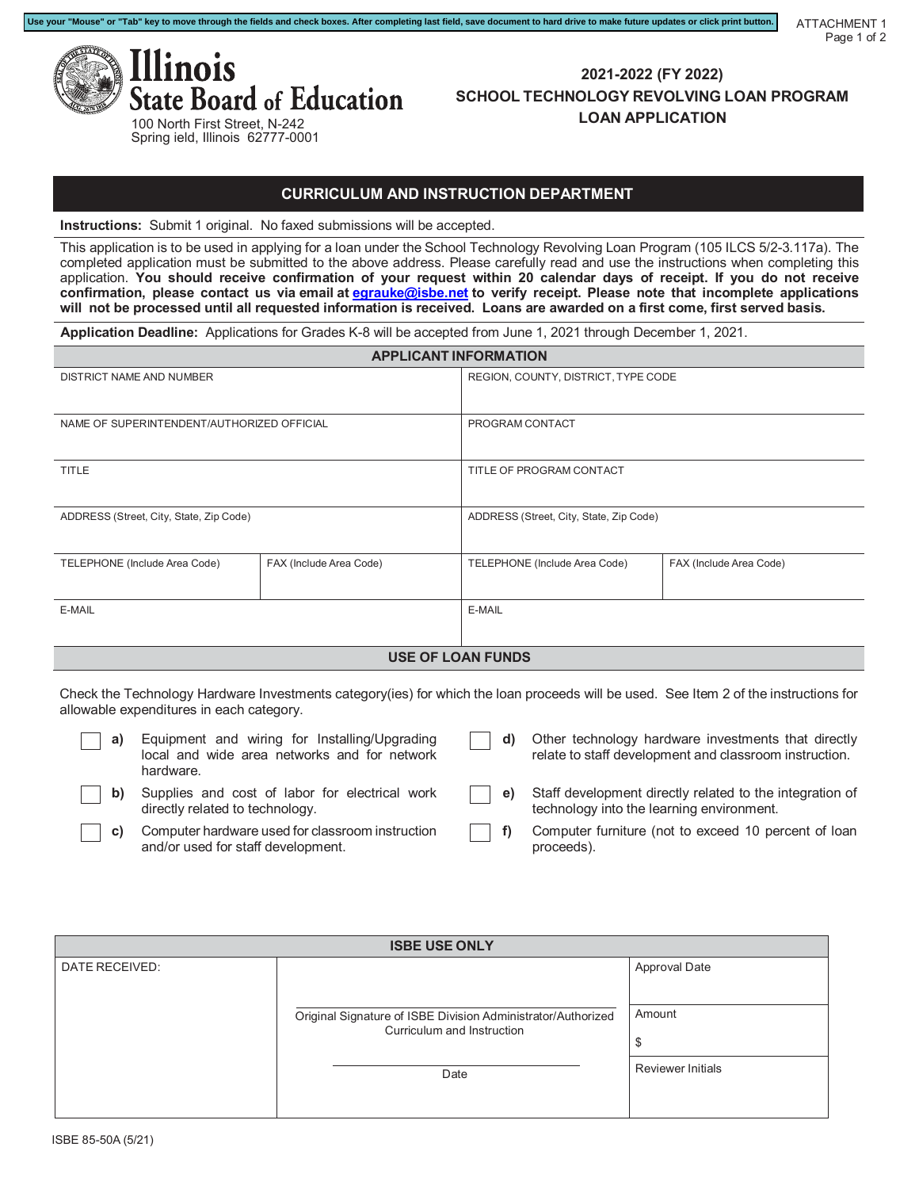Use your "Mouse" or "Tab" key to move through the fields and check boxes. After completing last field, save document to hard drive to make future updates or click print button.

ATTACHMENT 1

# Illinois State Board of Education

100 North First Street, N-242
Spring ield, Illinois 62777-0001

## 2021-2022 (FY 2022)
## SCHOOL TECHNOLOGY REVOLVING LOAN PROGRAM
## LOAN APPLICATION

### CURRICULUM AND INSTRUCTION DEPARTMENT

**Instructions:** Submit 1 original. No faxed submissions will be accepted.

This application is to be used in applying for a loan under the School Technology Revolving Loan Program (105 ILCS 5/2-3.117a). The completed application must be submitted to the above address. Please carefully read and use the instructions when completing this application. **You should receive confirmation of your request within 20 calendar days of receipt. If you do not receive confirmation, please contact us via email at egrauke@isbe.net to verify receipt. Please note that incomplete applications will not be processed until all requested information is received. Loans are awarded on a first come, first served basis.**

**Application Deadline:** Applications for Grades K-8 will be accepted from June 1, 2021 through December 1, 2021.

### APPLICANT INFORMATION

| | | | |
|---|---|---|---|
| DISTRICT NAME AND NUMBER | | REGION, COUNTY, DISTRICT, TYPE CODE | |
| NAME OF SUPERINTENDENT/AUTHORIZED OFFICIAL | | PROGRAM CONTACT | |
| TITLE | | TITLE OF PROGRAM CONTACT | |
| ADDRESS (Street, City, State, Zip Code) | | ADDRESS (Street, City, State, Zip Code) | |
| TELEPHONE (Include Area Code) | FAX (Include Area Code) | TELEPHONE (Include Area Code) | FAX (Include Area Code) |
| E-MAIL | | E-MAIL | |

### USE OF LOAN FUNDS

Check the Technology Hardware Investments category(ies) for which the loan proceeds will be used. See Item 2 of the instructions for allowable expenditures in each category.

- ☐ **a)** Equipment and wiring for Installing/Upgrading local and wide area networks and for network hardware.
- ☐ **b)** Supplies and cost of labor for electrical work directly related to technology.
- ☐ **c)** Computer hardware used for classroom instruction and/or used for staff development.
- ☐ **d)** Other technology hardware investments that directly relate to staff development and classroom instruction.
- ☐ **e)** Staff development directly related to the integration of technology into the learning environment.
- ☐ **f)** Computer furniture (not to exceed 10 percent of loan proceeds).

### ISBE USE ONLY

| DATE RECEIVED: | | Approval Date |
|---|---|---|
| | Original Signature of ISBE Division Administrator/Authorized Curriculum and Instruction | Amount<br>$ |
| | Date | Reviewer Initials |

ISBE 85-50A (5/21)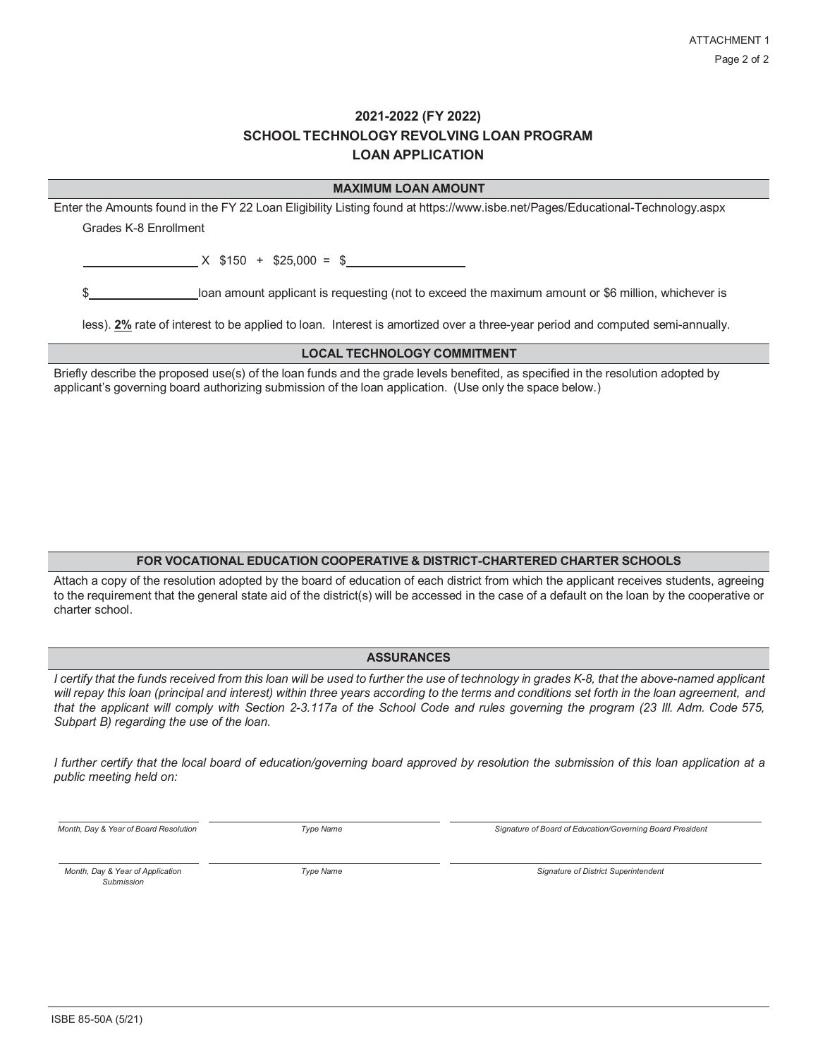ATTACHMENT 1

## 2021-2022 (FY 2022)
## SCHOOL TECHNOLOGY REVOLVING LOAN PROGRAM
## LOAN APPLICATION

### MAXIMUM LOAN AMOUNT

Enter the Amounts found in the FY 22 Loan Eligibility Listing found at https://www.isbe.net/Pages/Educational-Technology.aspx

Grades K-8 Enrollment

\_\_\_\_\_\_\_\_\_\_\_\_\_\_\_\_ X $150 + $25,000 = $\_\_\_\_\_\_\_\_\_\_\_\_\_\_\_\_

$\_\_\_\_\_\_\_\_\_\_\_\_\_\_\_\_ loan amount applicant is requesting (not to exceed the maximum amount or $6 million, whichever is less). **2%** rate of interest to be applied to loan. Interest is amortized over a three-year period and computed semi-annually.

### LOCAL TECHNOLOGY COMMITMENT

Briefly describe the proposed use(s) of the loan funds and the grade levels benefited, as specified in the resolution adopted by applicant's governing board authorizing submission of the loan application. (Use only the space below.)

### FOR VOCATIONAL EDUCATION COOPERATIVE & DISTRICT-CHARTERED CHARTER SCHOOLS

Attach a copy of the resolution adopted by the board of education of each district from which the applicant receives students, agreeing to the requirement that the general state aid of the district(s) will be accessed in the case of a default on the loan by the cooperative or charter school.

### ASSURANCES

*I certify that the funds received from this loan will be used to further the use of technology in grades K-8, that the above-named applicant will repay this loan (principal and interest) within three years according to the terms and conditions set forth in the loan agreement, and that the applicant will comply with Section 2-3.117a of the School Code and rules governing the program (23 Ill. Adm. Code 575, Subpart B) regarding the use of the loan.*

*I further certify that the local board of education/governing board approved by resolution the submission of this loan application at a public meeting held on:*

| *Month, Day & Year of Board Resolution* | *Type Name* | *Signature of Board of Education/Governing Board President* |
|---|---|---|
| *Month, Day & Year of Application Submission* | *Type Name* | *Signature of District Superintendent* |

ISBE 85-50A (5/21)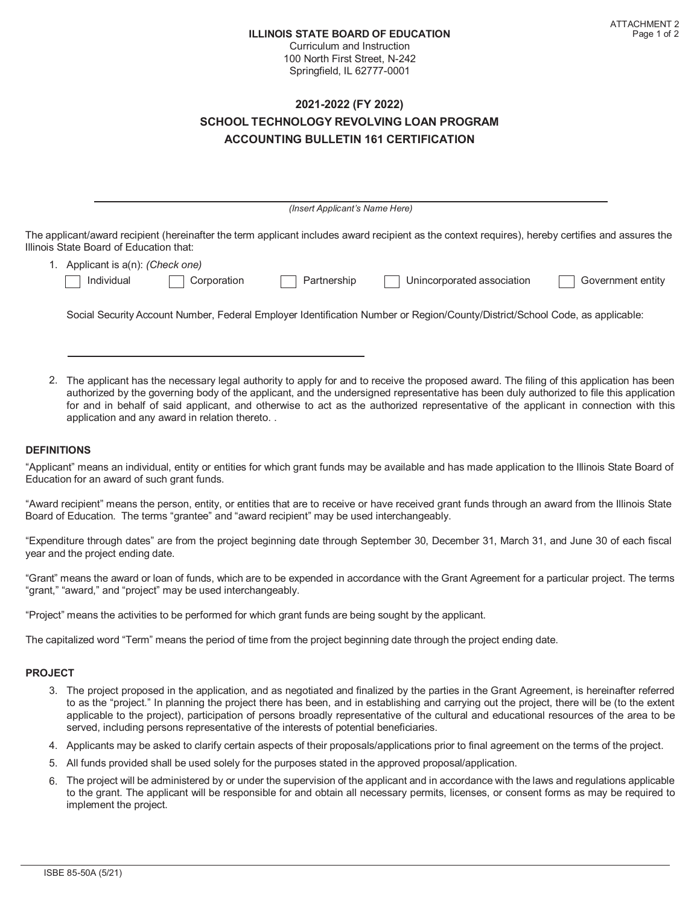ATTACHMENT 2

**ILLINOIS STATE BOARD OF EDUCATION**
Curriculum and Instruction
100 North First Street, N-242
Springfield, IL 62777-0001

## 2021-2022 (FY 2022)
## SCHOOL TECHNOLOGY REVOLVING LOAN PROGRAM
## ACCOUNTING BULLETIN 161 CERTIFICATION

\_\_\_\_\_\_\_\_\_\_\_\_\_\_\_\_\_\_\_\_\_\_\_\_\_\_\_\_\_\_\_\_\_\_\_\_\_\_\_\_\_\_\_\_\_\_\_\_\_\_\_\_
*(Insert Applicant's Name Here)*

The applicant/award recipient (hereinafter the term applicant includes award recipient as the context requires), hereby certifies and assures the Illinois State Board of Education that:

1. Applicant is a(n): *(Check one)*

   ☐ Individual ☐ Corporation ☐ Partnership ☐ Unincorporated association ☐ Government entity

   Social Security Account Number, Federal Employer Identification Number or Region/County/District/School Code, as applicable:

   \_\_\_\_\_\_\_\_\_\_\_\_\_\_\_\_\_\_\_\_\_\_\_\_\_\_\_\_\_\_\_\_\_\_\_\_\_\_\_\_

2. The applicant has the necessary legal authority to apply for and to receive the proposed award. The filing of this application has been authorized by the governing body of the applicant, and the undersigned representative has been duly authorized to file this application for and in behalf of said applicant, and otherwise to act as the authorized representative of the applicant in connection with this application and any award in relation thereto. .

### DEFINITIONS

"Applicant" means an individual, entity or entities for which grant funds may be available and has made application to the Illinois State Board of Education for an award of such grant funds.

"Award recipient" means the person, entity, or entities that are to receive or have received grant funds through an award from the Illinois State Board of Education. The terms "grantee" and "award recipient" may be used interchangeably.

"Expenditure through dates" are from the project beginning date through September 30, December 31, March 31, and June 30 of each fiscal year and the project ending date.

"Grant" means the award or loan of funds, which are to be expended in accordance with the Grant Agreement for a particular project. The terms "grant," "award," and "project" may be used interchangeably.

"Project" means the activities to be performed for which grant funds are being sought by the applicant.

The capitalized word "Term" means the period of time from the project beginning date through the project ending date.

### PROJECT

3. The project proposed in the application, and as negotiated and finalized by the parties in the Grant Agreement, is hereinafter referred to as the "project." In planning the project there has been, and in establishing and carrying out the project, there will be (to the extent applicable to the project), participation of persons broadly representative of the cultural and educational resources of the area to be served, including persons representative of the interests of potential beneficiaries.
4. Applicants may be asked to clarify certain aspects of their proposals/applications prior to final agreement on the terms of the project.
5. All funds provided shall be used solely for the purposes stated in the approved proposal/application.
6. The project will be administered by or under the supervision of the applicant and in accordance with the laws and regulations applicable to the grant. The applicant will be responsible for and obtain all necessary permits, licenses, or consent forms as may be required to implement the project.

ISBE 85-50A (5/21)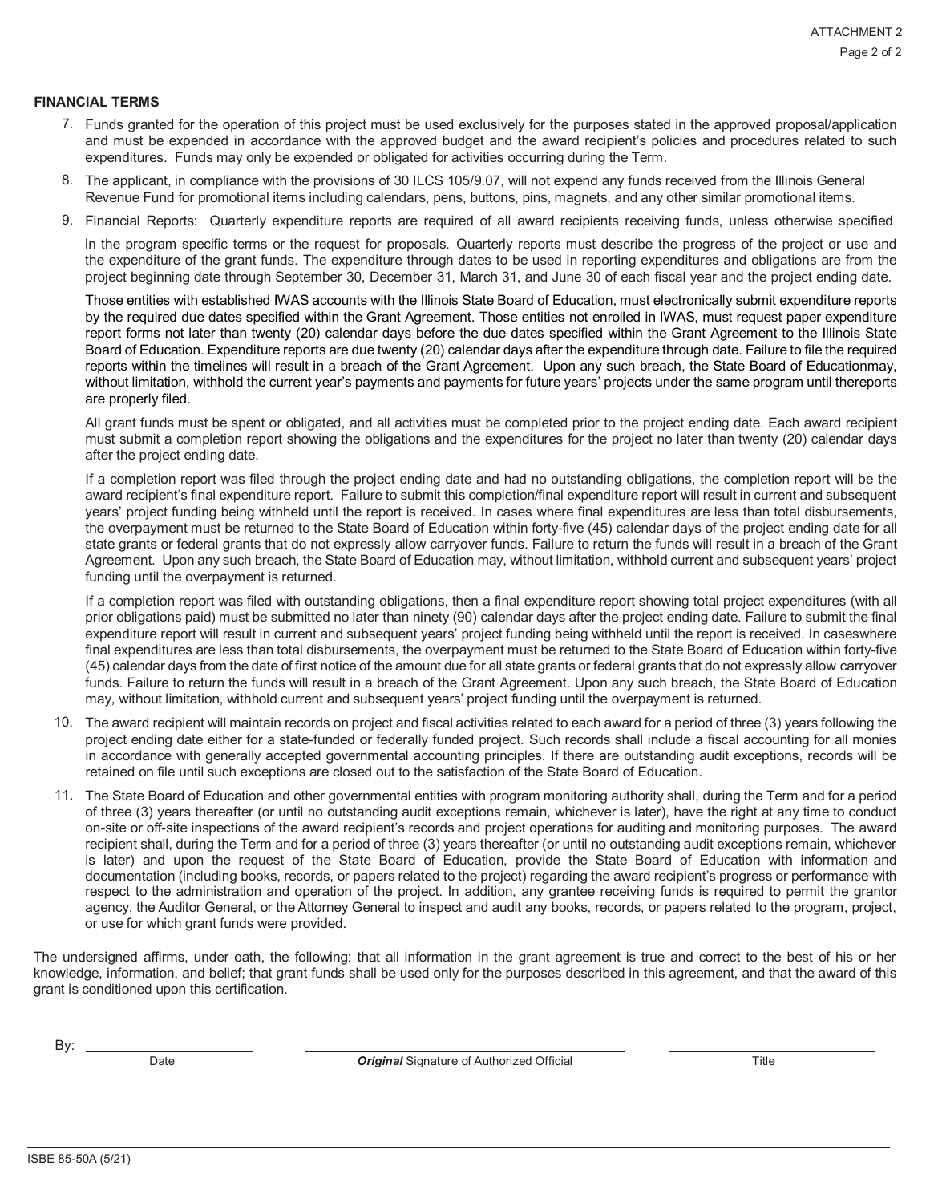## FINANCIAL TERMS

7. Funds granted for the operation of this project must be used exclusively for the purposes stated in the approved proposal/application and must be expended in accordance with the approved budget and the award recipient's policies and procedures related to such expenditures. Funds may only be expended or obligated for activities occurring during the Term.

8. The applicant, in compliance with the provisions of 30 ILCS 105/9.07, will not expend any funds received from the Illinois General Revenue Fund for promotional items including calendars, pens, buttons, pins, magnets, and any other similar promotional items.

9. Financial Reports: Quarterly expenditure reports are required of all award recipients receiving funds, unless otherwise specified in the program specific terms or the request for proposals. Quarterly reports must describe the progress of the project or use and the expenditure of the grant funds. The expenditure through dates to be used in reporting expenditures and obligations are from the project beginning date through September 30, December 31, March 31, and June 30 of each fiscal year and the project ending date.

   Those entities with established IWAS accounts with the Illinois State Board of Education, must electronically submit expenditure reports by the required due dates specified within the Grant Agreement. Those entities not enrolled in IWAS, must request paper expenditure report forms not later than twenty (20) calendar days before the due dates specified within the Grant Agreement to the Illinois State Board of Education. Expenditure reports are due twenty (20) calendar days after the expenditure through date. Failure to file the required reports within the timelines will result in a breach of the Grant Agreement. Upon any such breach, the State Board of Educationmay, without limitation, withhold the current year's payments and payments for future years' projects under the same program until thereports are properly filed.

   All grant funds must be spent or obligated, and all activities must be completed prior to the project ending date. Each award recipient must submit a completion report showing the obligations and the expenditures for the project no later than twenty (20) calendar days after the project ending date.

   If a completion report was filed through the project ending date and had no outstanding obligations, the completion report will be the award recipient's final expenditure report. Failure to submit this completion/final expenditure report will result in current and subsequent years' project funding being withheld until the report is received. In cases where final expenditures are less than total disbursements, the overpayment must be returned to the State Board of Education within forty-five (45) calendar days of the project ending date for all state grants or federal grants that do not expressly allow carryover funds. Failure to return the funds will result in a breach of the Grant Agreement. Upon any such breach, the State Board of Education may, without limitation, withhold current and subsequent years' project funding until the overpayment is returned.

   If a completion report was filed with outstanding obligations, then a final expenditure report showing total project expenditures (with all prior obligations paid) must be submitted no later than ninety (90) calendar days after the project ending date. Failure to submit the final expenditure report will result in current and subsequent years' project funding being withheld until the report is received. In caseswhere final expenditures are less than total disbursements, the overpayment must be returned to the State Board of Education within forty-five (45) calendar days from the date of first notice of the amount due for all state grants or federal grants that do not expressly allow carryover funds. Failure to return the funds will result in a breach of the Grant Agreement. Upon any such breach, the State Board of Education may, without limitation, withhold current and subsequent years' project funding until the overpayment is returned.

10. The award recipient will maintain records on project and fiscal activities related to each award for a period of three (3) years following the project ending date either for a state-funded or federally funded project. Such records shall include a fiscal accounting for all monies in accordance with generally accepted governmental accounting principles. If there are outstanding audit exceptions, records will be retained on file until such exceptions are closed out to the satisfaction of the State Board of Education.

11. The State Board of Education and other governmental entities with program monitoring authority shall, during the Term and for a period of three (3) years thereafter (or until no outstanding audit exceptions remain, whichever is later), have the right at any time to conduct on-site or off-site inspections of the award recipient's records and project operations for auditing and monitoring purposes. The award recipient shall, during the Term and for a period of three (3) years thereafter (or until no outstanding audit exceptions remain, whichever is later) and upon the request of the State Board of Education, provide the State Board of Education with information and documentation (including books, records, or papers related to the project) regarding the award recipient's progress or performance with respect to the administration and operation of the project. In addition, any grantee receiving funds is required to permit the grantor agency, the Auditor General, or the Attorney General to inspect and audit any books, records, or papers related to the program, project, or use for which grant funds were provided.

The undersigned affirms, under oath, the following: that all information in the grant agreement is true and correct to the best of his or her knowledge, information, and belief; that grant funds shall be used only for the purposes described in this agreement, and that the award of this grant is conditioned upon this certification.

By: ______________________ ______________________________ ______________________

Date | ***Original*** Signature of Authorized Official | Title

ISBE 85-50A (5/21)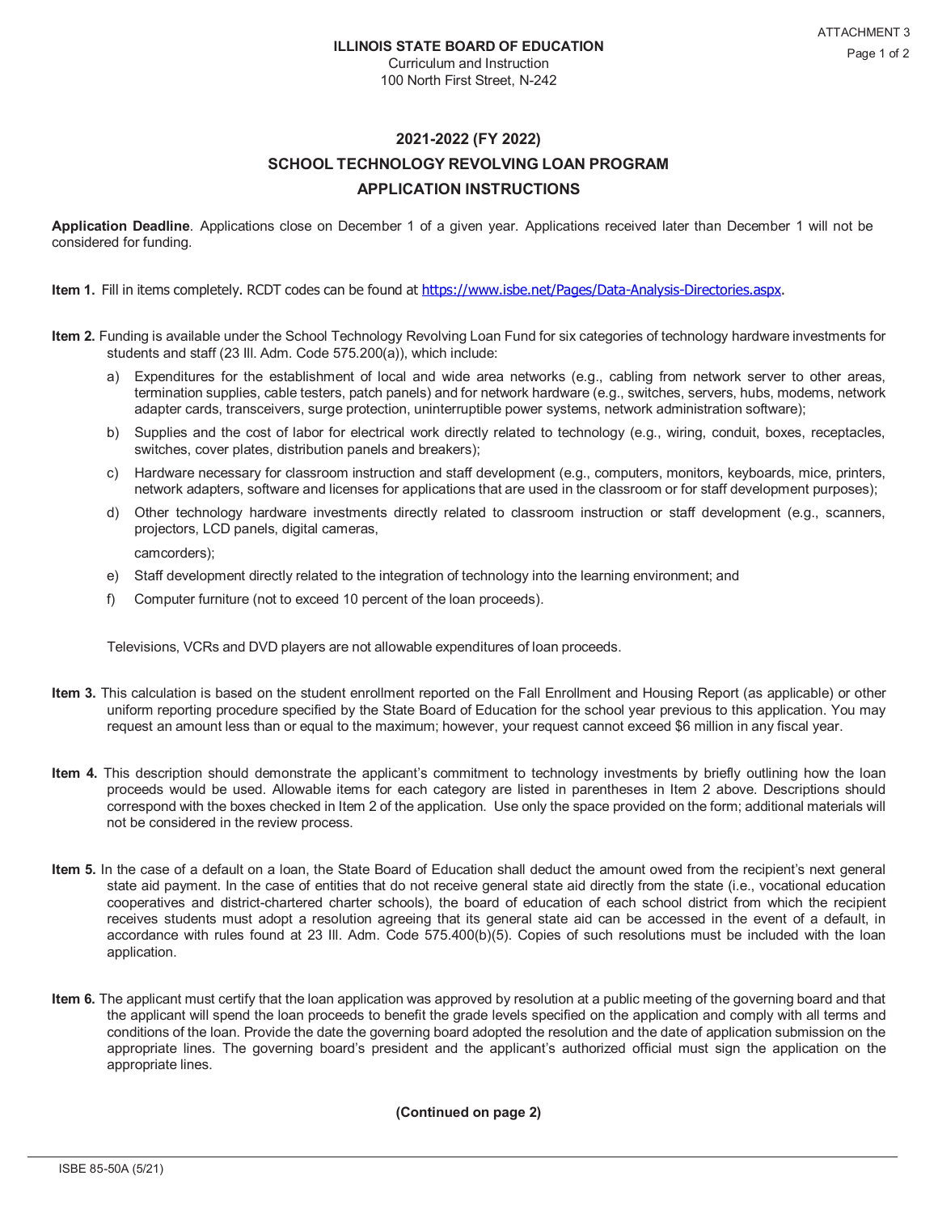**ILLINOIS STATE BOARD OF EDUCATION**
Curriculum and Instruction
100 North First Street, N-242

ATTACHMENT 3

# 2021-2022 (FY 2022)
# SCHOOL TECHNOLOGY REVOLVING LOAN PROGRAM
# APPLICATION INSTRUCTIONS

**Application Deadline**. Applications close on December 1 of a given year. Applications received later than December 1 will not be considered for funding.

**Item 1.** Fill in items completely. RCDT codes can be found at https://www.isbe.net/Pages/Data-Analysis-Directories.aspx.

**Item 2.** Funding is available under the School Technology Revolving Loan Fund for six categories of technology hardware investments for students and staff (23 Ill. Adm. Code 575.200(a)), which include:

a) Expenditures for the establishment of local and wide area networks (e.g., cabling from network server to other areas, termination supplies, cable testers, patch panels) and for network hardware (e.g., switches, servers, hubs, modems, network adapter cards, transceivers, surge protection, uninterruptible power systems, network administration software);

b) Supplies and the cost of labor for electrical work directly related to technology (e.g., wiring, conduit, boxes, receptacles, switches, cover plates, distribution panels and breakers);

c) Hardware necessary for classroom instruction and staff development (e.g., computers, monitors, keyboards, mice, printers, network adapters, software and licenses for applications that are used in the classroom or for staff development purposes);

d) Other technology hardware investments directly related to classroom instruction or staff development (e.g., scanners, projectors, LCD panels, digital cameras,

   camcorders);

e) Staff development directly related to the integration of technology into the learning environment; and

f) Computer furniture (not to exceed 10 percent of the loan proceeds).

Televisions, VCRs and DVD players are not allowable expenditures of loan proceeds.

**Item 3.** This calculation is based on the student enrollment reported on the Fall Enrollment and Housing Report (as applicable) or other uniform reporting procedure specified by the State Board of Education for the school year previous to this application. You may request an amount less than or equal to the maximum; however, your request cannot exceed $6 million in any fiscal year.

**Item 4.** This description should demonstrate the applicant's commitment to technology investments by briefly outlining how the loan proceeds would be used. Allowable items for each category are listed in parentheses in Item 2 above. Descriptions should correspond with the boxes checked in Item 2 of the application. Use only the space provided on the form; additional materials will not be considered in the review process.

**Item 5.** In the case of a default on a loan, the State Board of Education shall deduct the amount owed from the recipient's next general state aid payment. In the case of entities that do not receive general state aid directly from the state (i.e., vocational education cooperatives and district-chartered charter schools), the board of education of each school district from which the recipient receives students must adopt a resolution agreeing that its general state aid can be accessed in the event of a default, in accordance with rules found at 23 Ill. Adm. Code 575.400(b)(5). Copies of such resolutions must be included with the loan application.

**Item 6.** The applicant must certify that the loan application was approved by resolution at a public meeting of the governing board and that the applicant will spend the loan proceeds to benefit the grade levels specified on the application and comply with all terms and conditions of the loan. Provide the date the governing board adopted the resolution and the date of application submission on the appropriate lines. The governing board's president and the applicant's authorized official must sign the application on the appropriate lines.

**(Continued on page 2)**

ISBE 85-50A (5/21)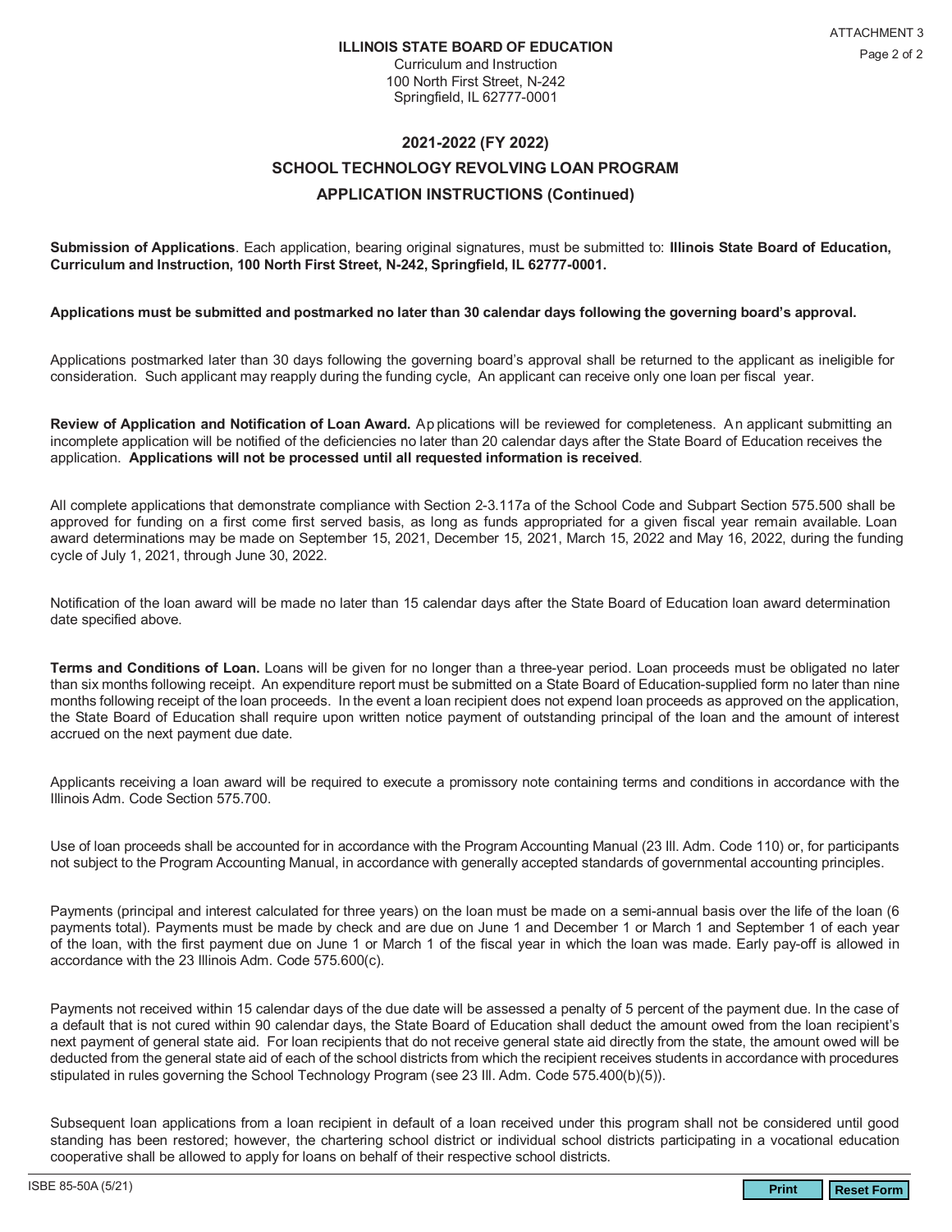**ILLINOIS STATE BOARD OF EDUCATION**
Curriculum and Instruction
100 North First Street, N-242
Springfield, IL 62777-0001

ATTACHMENT 3

## 2021-2022 (FY 2022)
## SCHOOL TECHNOLOGY REVOLVING LOAN PROGRAM
## APPLICATION INSTRUCTIONS (Continued)

**Submission of Applications**. Each application, bearing original signatures, must be submitted to: **Illinois State Board of Education, Curriculum and Instruction, 100 North First Street, N-242, Springfield, IL 62777-0001.**

**Applications must be submitted and postmarked no later than 30 calendar days following the governing board's approval.**

Applications postmarked later than 30 days following the governing board's approval shall be returned to the applicant as ineligible for consideration. Such applicant may reapply during the funding cycle, An applicant can receive only one loan per fiscal year.

**Review of Application and Notification of Loan Award.** Applications will be reviewed for completeness. An applicant submitting an incomplete application will be notified of the deficiencies no later than 20 calendar days after the State Board of Education receives the application. **Applications will not be processed until all requested information is received**.

All complete applications that demonstrate compliance with Section 2-3.117a of the School Code and Subpart Section 575.500 shall be approved for funding on a first come first served basis, as long as funds appropriated for a given fiscal year remain available. Loan award determinations may be made on September 15, 2021, December 15, 2021, March 15, 2022 and May 16, 2022, during the funding cycle of July 1, 2021, through June 30, 2022.

Notification of the loan award will be made no later than 15 calendar days after the State Board of Education loan award determination date specified above.

**Terms and Conditions of Loan.** Loans will be given for no longer than a three-year period. Loan proceeds must be obligated no later than six months following receipt. An expenditure report must be submitted on a State Board of Education-supplied form no later than nine months following receipt of the loan proceeds. In the event a loan recipient does not expend loan proceeds as approved on the application, the State Board of Education shall require upon written notice payment of outstanding principal of the loan and the amount of interest accrued on the next payment due date.

Applicants receiving a loan award will be required to execute a promissory note containing terms and conditions in accordance with the Illinois Adm. Code Section 575.700.

Use of loan proceeds shall be accounted for in accordance with the Program Accounting Manual (23 Ill. Adm. Code 110) or, for participants not subject to the Program Accounting Manual, in accordance with generally accepted standards of governmental accounting principles.

Payments (principal and interest calculated for three years) on the loan must be made on a semi-annual basis over the life of the loan (6 payments total). Payments must be made by check and are due on June 1 and December 1 or March 1 and September 1 of each year of the loan, with the first payment due on June 1 or March 1 of the fiscal year in which the loan was made. Early pay-off is allowed in accordance with the 23 Illinois Adm. Code 575.600(c).

Payments not received within 15 calendar days of the due date will be assessed a penalty of 5 percent of the payment due. In the case of a default that is not cured within 90 calendar days, the State Board of Education shall deduct the amount owed from the loan recipient's next payment of general state aid. For loan recipients that do not receive general state aid directly from the state, the amount owed will be deducted from the general state aid of each of the school districts from which the recipient receives students in accordance with procedures stipulated in rules governing the School Technology Program (see 23 Ill. Adm. Code 575.400(b)(5)).

Subsequent loan applications from a loan recipient in default of a loan received under this program shall not be considered until good standing has been restored; however, the chartering school district or individual school districts participating in a vocational education cooperative shall be allowed to apply for loans on behalf of their respective school districts.

ISBE 85-50A (5/21)